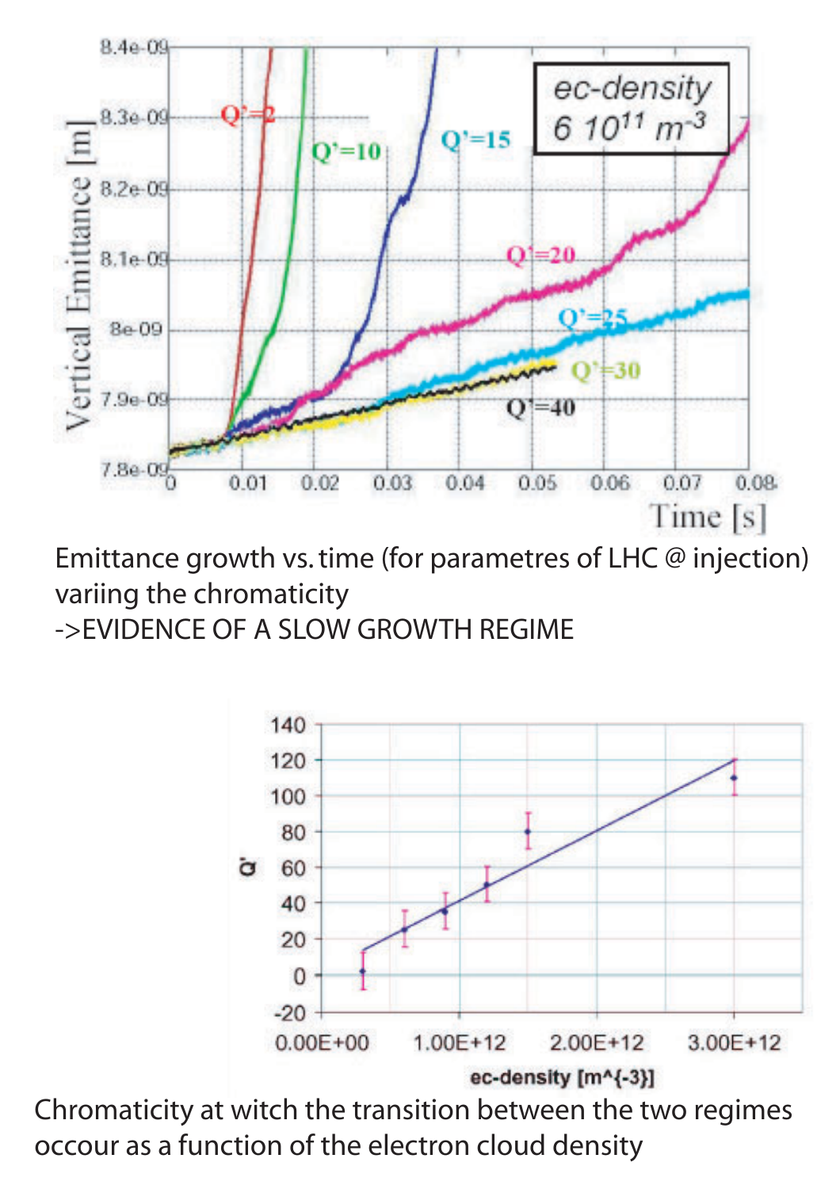Emittance growth vs. time (for parametres of LHC @ injection) variing the chromaticity
->EVIDENCE OF A SLOW GROWTH REGIME

Chromaticity at witch the transition between the two regimes occour as a function of the electron cloud density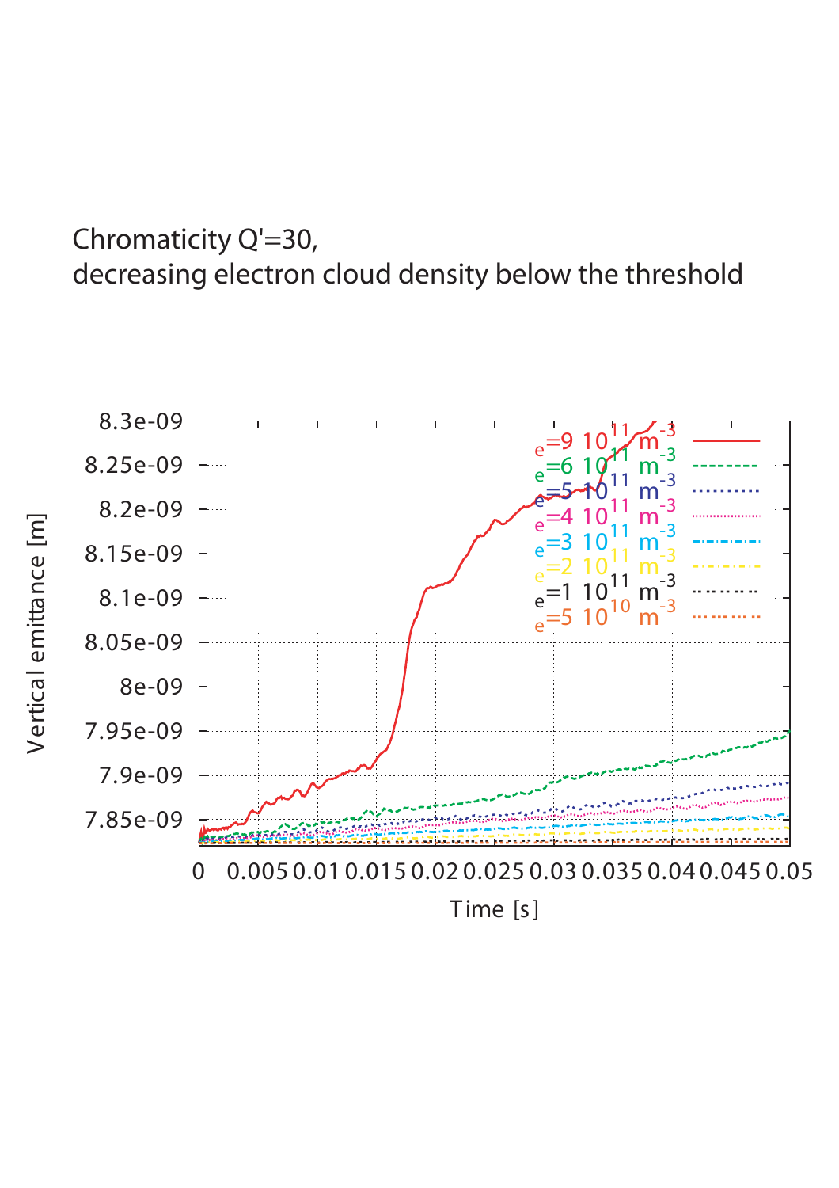Chromaticity Q'=30,
decreasing electron cloud density below the threshold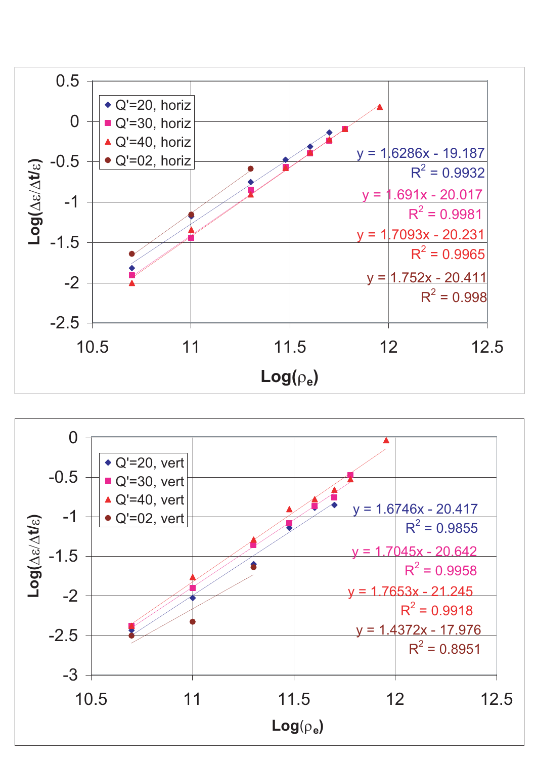Log($\Delta\varepsilon/\Delta t/\varepsilon$)

- Q'=20, horiz
- Q'=30, horiz
- Q'=40, horiz
- Q'=02, horiz

$y = 1.6286x - 19.187$
$R^2 = 0.9932$

$y = 1.691x - 20.017$
$R^2 = 0.9981$

$y = 1.7093x - 20.231$
$R^2 = 0.9965$

$y = 1.752x - 20.411$
$R^2 = 0.998$

Log($\rho_e$)

Log($\Delta\varepsilon/\Delta t/\varepsilon$)

- Q'=20, vert
- Q'=30, vert
- Q'=40, vert
- Q'=02, vert

$y = 1.6746x - 20.417$
$R^2 = 0.9855$

$y = 1.7045x - 20.642$
$R^2 = 0.9958$

$y = 1.7653x - 21.245$
$R^2 = 0.9918$

$y = 1.4372x - 17.976$
$R^2 = 0.8951$

Log($\rho_e$)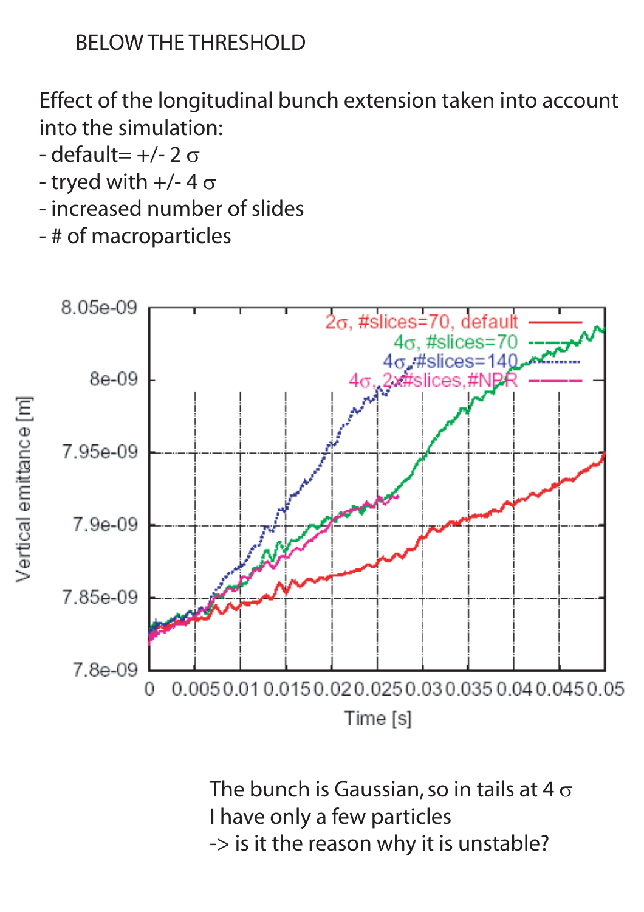# BELOW THE THRESHOLD

Effect of the longitudinal bunch extension taken into account into the simulation:

- default= +/- 2 σ
- tryed with +/- 4 σ
- increased number of slides
- # of macroparticles

Vertical emittance [m]

8.05e-09
8e-09
7.95e-09
7.9e-09
7.85e-09
7.8e-09

Time [s]

0 0.005 0.01 0.015 0.02 0.025 0.03 0.035 0.04 0.045 0.05

2σ, #slices=70, default
4σ, #slices=70
4σ, #slices=140
4σ, 2x#slices,#NPR

The bunch is Gaussian, so in tails at 4 σ I have only a few particles
-> is it the reason why it is unstable?